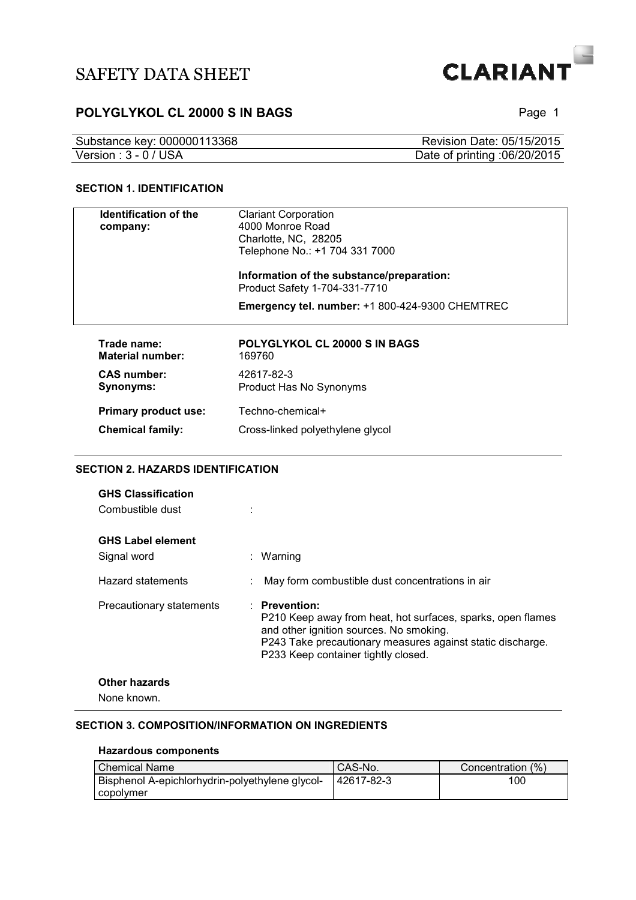# SAFETY DATA SHEET

CLARIANT

## POLYGLYKOL CL 20000 S IN BAGS

| Substance key: 000000113368 | Revision Date: 05/15/2015 |
|---|---|
| Version : 3 - 0 / USA | Date of printing :06/20/2015 |

### SECTION 1. IDENTIFICATION

**Identification of the company:**

Clariant Corporation
4000 Monroe Road
Charlotte, NC, 28205
Telephone No.: +1 704 331 7000

**Information of the substance/preparation:**
Product Safety 1-704-331-7710

**Emergency tel. number:** +1 800-424-9300 CHEMTREC

| | |
|---|---|
| **Trade name:** | **POLYGLYKOL CL 20000 S IN BAGS** |
| **Material number:** | 169760 |
| **CAS number:** | 42617-82-3 |
| **Synonyms:** | Product Has No Synonyms |
| **Primary product use:** | Techno-chemical+ |
| **Chemical family:** | Cross-linked polyethylene glycol |

### SECTION 2. HAZARDS IDENTIFICATION

**GHS Classification**

Combustible dust :

**GHS Label element**

Signal word : Warning

Hazard statements : May form combustible dust concentrations in air

Precautionary statements : **Prevention:**
P210 Keep away from heat, hot surfaces, sparks, open flames and other ignition sources. No smoking.
P243 Take precautionary measures against static discharge.
P233 Keep container tightly closed.

**Other hazards**

None known.

### SECTION 3. COMPOSITION/INFORMATION ON INGREDIENTS

**Hazardous components**

| Chemical Name | CAS-No. | Concentration (%) |
|---|---|---|
| Bisphenol A-epichlorhydrin-polyethylene glycol-copolymer | 42617-82-3 | 100 |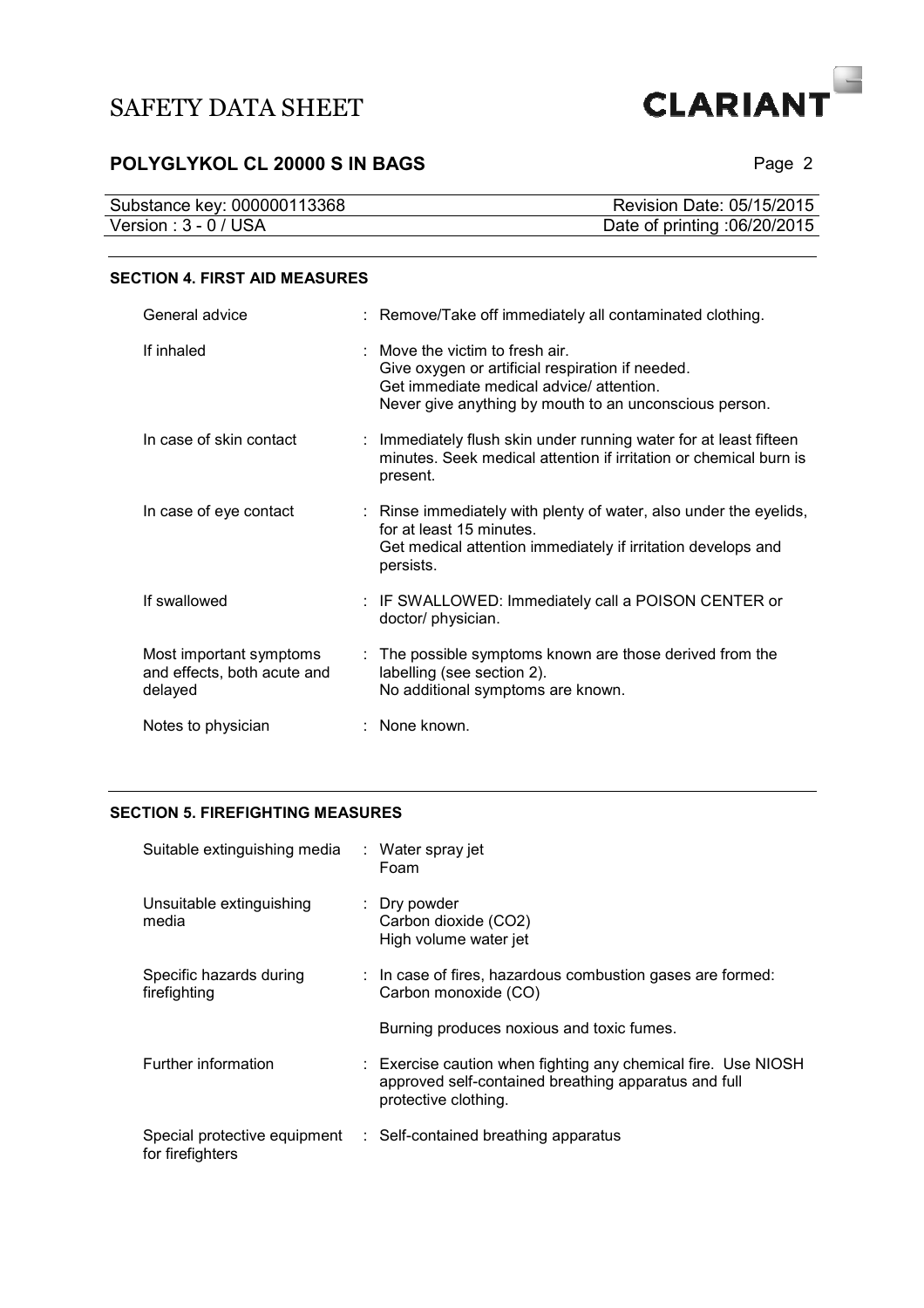## SECTION 4. FIRST AID MEASURES

| | |
|---|---|
| General advice | Remove/Take off immediately all contaminated clothing. |
| If inhaled | Move the victim to fresh air.<br>Give oxygen or artificial respiration if needed.<br>Get immediate medical advice/ attention.<br>Never give anything by mouth to an unconscious person. |
| In case of skin contact | Immediately flush skin under running water for at least fifteen minutes. Seek medical attention if irritation or chemical burn is present. |
| In case of eye contact | Rinse immediately with plenty of water, also under the eyelids, for at least 15 minutes.<br>Get medical attention immediately if irritation develops and persists. |
| If swallowed | IF SWALLOWED: Immediately call a POISON CENTER or doctor/ physician. |
| Most important symptoms and effects, both acute and delayed | The possible symptoms known are those derived from the labelling (see section 2).<br>No additional symptoms are known. |
| Notes to physician | None known. |

## SECTION 5. FIREFIGHTING MEASURES

| | |
|---|---|
| Suitable extinguishing media | Water spray jet<br>Foam |
| Unsuitable extinguishing media | Dry powder<br>Carbon dioxide ($CO_2$)<br>High volume water jet |
| Specific hazards during firefighting | In case of fires, hazardous combustion gases are formed:<br>Carbon monoxide (CO)<br><br>Burning produces noxious and toxic fumes. |
| Further information | Exercise caution when fighting any chemical fire. Use NIOSH approved self-contained breathing apparatus and full protective clothing. |
| Special protective equipment for firefighters | Self-contained breathing apparatus |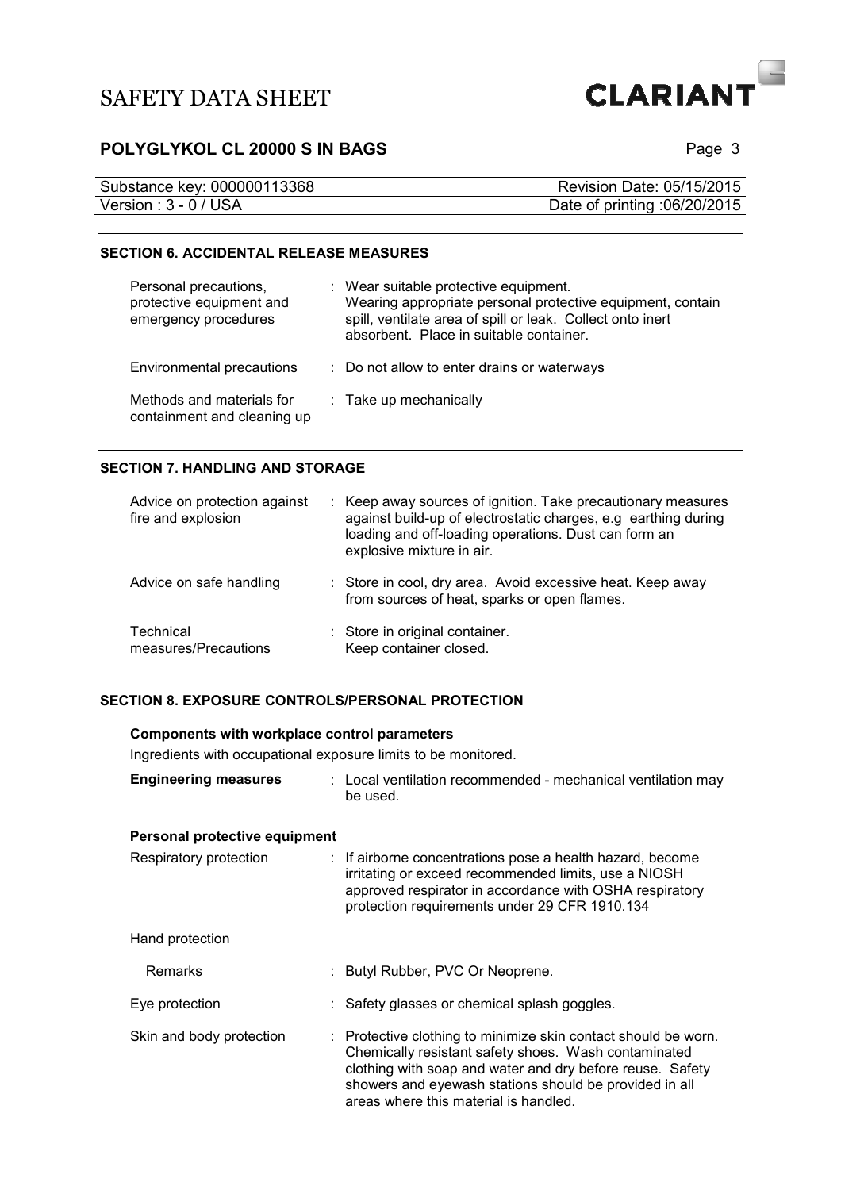## SECTION 6. ACCIDENTAL RELEASE MEASURES

| | |
|---|---|
| Personal precautions, protective equipment and emergency procedures | : Wear suitable protective equipment. Wearing appropriate personal protective equipment, contain spill, ventilate area of spill or leak. Collect onto inert absorbent. Place in suitable container. |
| Environmental precautions | : Do not allow to enter drains or waterways |
| Methods and materials for containment and cleaning up | : Take up mechanically |

## SECTION 7. HANDLING AND STORAGE

| | |
|---|---|
| Advice on protection against fire and explosion | : Keep away sources of ignition. Take precautionary measures against build-up of electrostatic charges, e.g earthing during loading and off-loading operations. Dust can form an explosive mixture in air. |
| Advice on safe handling | : Store in cool, dry area. Avoid excessive heat. Keep away from sources of heat, sparks or open flames. |
| Technical measures/Precautions | : Store in original container. Keep container closed. |

## SECTION 8. EXPOSURE CONTROLS/PERSONAL PROTECTION

**Components with workplace control parameters**

Ingredients with occupational exposure limits to be monitored.

| | |
|---|---|
| **Engineering measures** | : Local ventilation recommended - mechanical ventilation may be used. |

**Personal protective equipment**

| | |
|---|---|
| Respiratory protection | : If airborne concentrations pose a health hazard, become irritating or exceed recommended limits, use a NIOSH approved respirator in accordance with OSHA respiratory protection requirements under 29 CFR 1910.134 |
| Hand protection | |
| Remarks | : Butyl Rubber, PVC Or Neoprene. |
| Eye protection | : Safety glasses or chemical splash goggles. |
| Skin and body protection | : Protective clothing to minimize skin contact should be worn. Chemically resistant safety shoes. Wash contaminated clothing with soap and water and dry before reuse. Safety showers and eyewash stations should be provided in all areas where this material is handled. |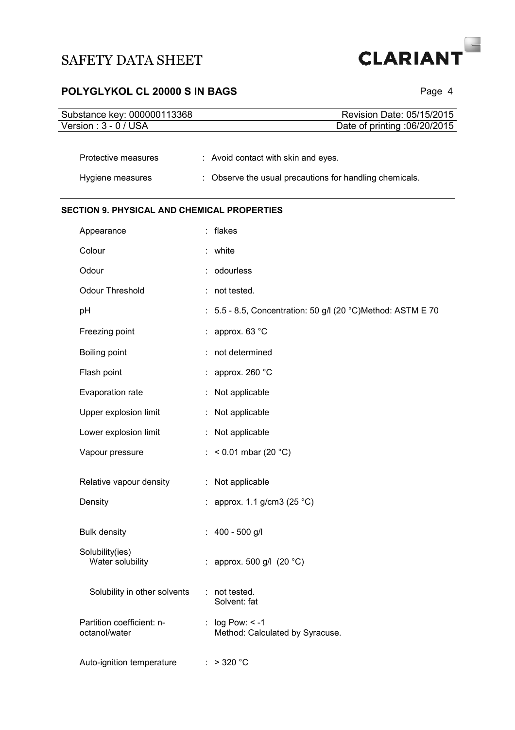| | |
|---|---|
| Protective measures | : Avoid contact with skin and eyes. |
| Hygiene measures | : Observe the usual precautions for handling chemicals. |

### SECTION 9. PHYSICAL AND CHEMICAL PROPERTIES

| | |
|---|---|
| Appearance | : flakes |
| Colour | : white |
| Odour | : odourless |
| Odour Threshold | : not tested. |
| pH | : 5.5 - 8.5, Concentration: 50 g/l (20 °C)Method: ASTM E 70 |
| Freezing point | : approx. 63 °C |
| Boiling point | : not determined |
| Flash point | : approx. 260 °C |
| Evaporation rate | : Not applicable |
| Upper explosion limit | : Not applicable |
| Lower explosion limit | : Not applicable |
| Vapour pressure | : < 0.01 mbar (20 °C) |
| Relative vapour density | : Not applicable |
| Density | : approx. 1.1 g/cm3 (25 °C) |
| Bulk density | : 400 - 500 g/l |
| Solubility(ies) Water solubility | : approx. 500 g/l (20 °C) |
| Solubility in other solvents | : not tested. Solvent: fat |
| Partition coefficient: n-octanol/water | : log Pow: < -1 Method: Calculated by Syracuse. |
| Auto-ignition temperature | : > 320 °C |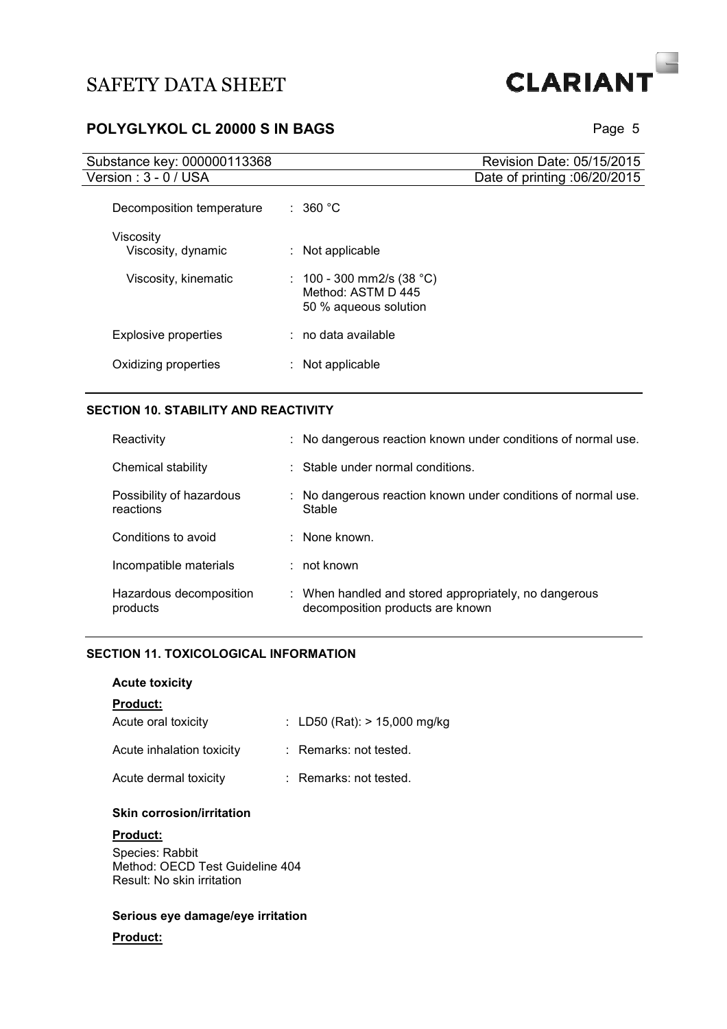| | |
|---|---|
| Decomposition temperature | : 360 °C |
| Viscosity | |
| Viscosity, dynamic | : Not applicable |
| Viscosity, kinematic | : 100 - 300 mm2/s (38 °C)<br>Method: ASTM D 445<br>50 % aqueous solution |
| Explosive properties | : no data available |
| Oxidizing properties | : Not applicable |

## SECTION 10. STABILITY AND REACTIVITY

| | |
|---|---|
| Reactivity | : No dangerous reaction known under conditions of normal use. |
| Chemical stability | : Stable under normal conditions. |
| Possibility of hazardous reactions | : No dangerous reaction known under conditions of normal use. Stable |
| Conditions to avoid | : None known. |
| Incompatible materials | : not known |
| Hazardous decomposition products | : When handled and stored appropriately, no dangerous decomposition products are known |

## SECTION 11. TOXICOLOGICAL INFORMATION

### Acute toxicity

**Product:**

| | |
|---|---|
| Acute oral toxicity | : LD50 (Rat): > 15,000 mg/kg |
| Acute inhalation toxicity | : Remarks: not tested. |
| Acute dermal toxicity | : Remarks: not tested. |

### Skin corrosion/irritation

**Product:**

Species: Rabbit
Method: OECD Test Guideline 404
Result: No skin irritation

### Serious eye damage/eye irritation

**Product:**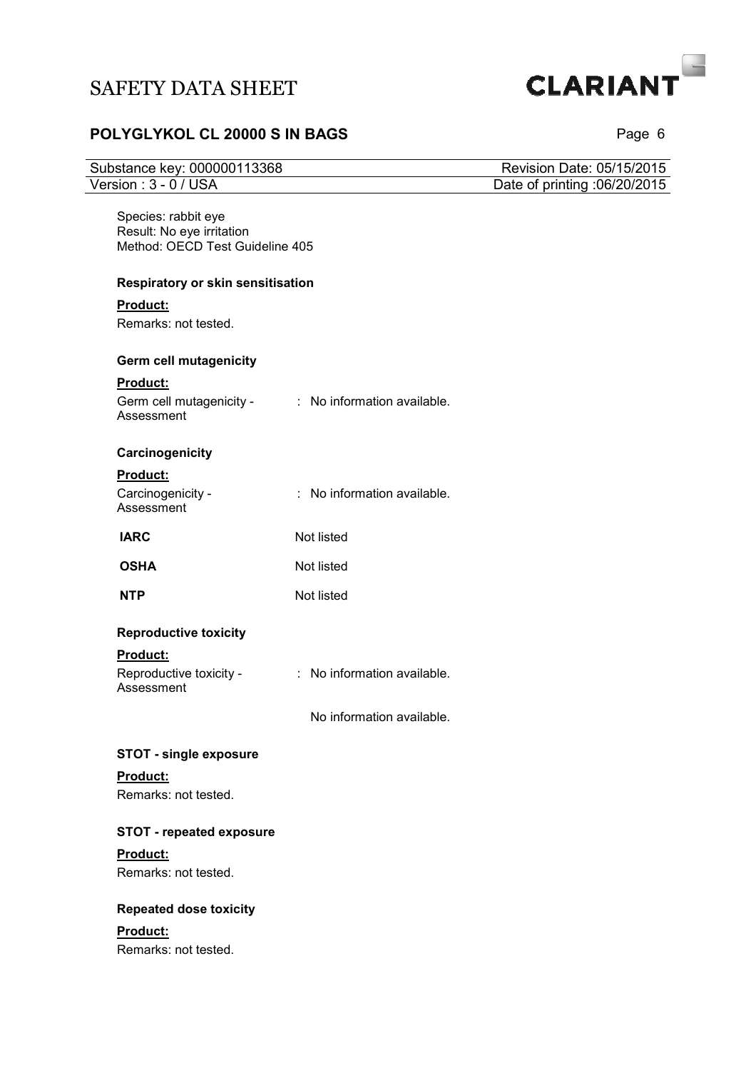Species: rabbit eye
Result: No eye irritation
Method: OECD Test Guideline 405

**Respiratory or skin sensitisation**

**Product:**

Remarks: not tested.

**Germ cell mutagenicity**

**Product:**

Germ cell mutagenicity - Assessment : No information available.

**Carcinogenicity**

**Product:**

Carcinogenicity - Assessment : No information available.

| | |
|---|---|
| **IARC** | Not listed |
| **OSHA** | Not listed |
| **NTP** | Not listed |

**Reproductive toxicity**

**Product:**

Reproductive toxicity - Assessment : No information available.

No information available.

**STOT - single exposure**

**Product:**

Remarks: not tested.

**STOT - repeated exposure**

**Product:**

Remarks: not tested.

**Repeated dose toxicity**

**Product:**

Remarks: not tested.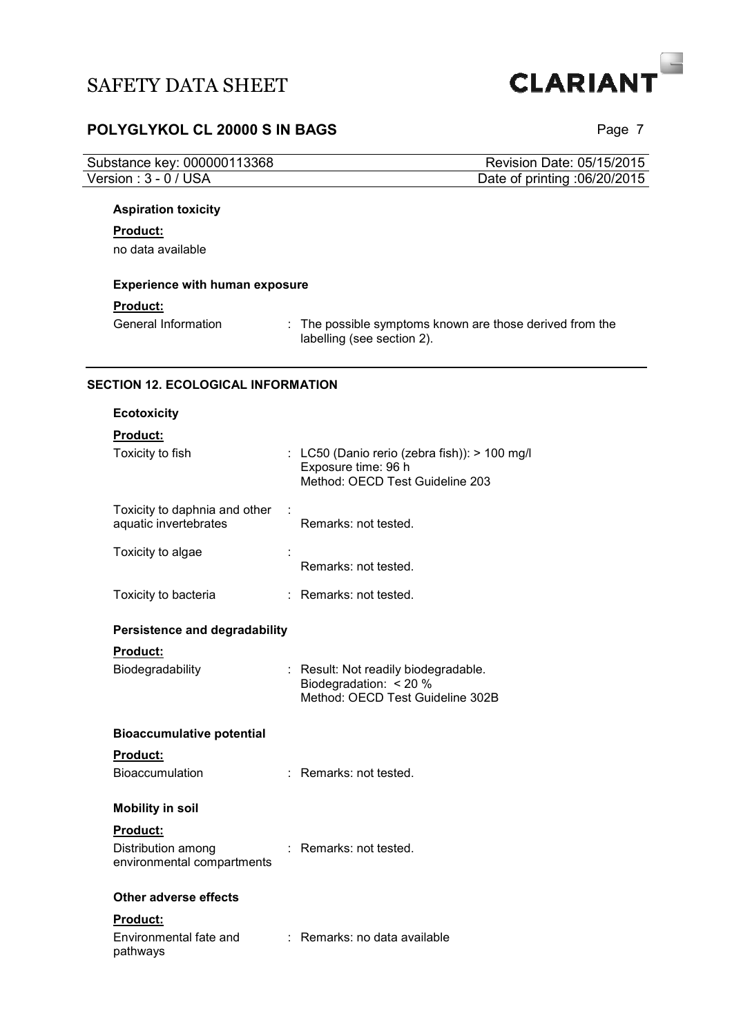#### Aspiration toxicity

**Product:**

no data available

#### Experience with human exposure

**Product:**

| | |
|---|---|
| General Information | : The possible symptoms known are those derived from the labelling (see section 2). |

## SECTION 12. ECOLOGICAL INFORMATION

#### Ecotoxicity

**Product:**

| | |
|---|---|
| Toxicity to fish | : LC50 (Danio rerio (zebra fish)): > 100 mg/l<br>Exposure time: 96 h<br>Method: OECD Test Guideline 203 |
| Toxicity to daphnia and other aquatic invertebrates | : Remarks: not tested. |
| Toxicity to algae | : Remarks: not tested. |
| Toxicity to bacteria | : Remarks: not tested. |

#### Persistence and degradability

**Product:**

| | |
|---|---|
| Biodegradability | : Result: Not readily biodegradable.<br>Biodegradation: < 20 %<br>Method: OECD Test Guideline 302B |

#### Bioaccumulative potential

**Product:**

| | |
|---|---|
| Bioaccumulation | : Remarks: not tested. |

#### Mobility in soil

**Product:**

| | |
|---|---|
| Distribution among environmental compartments | : Remarks: not tested. |

#### Other adverse effects

**Product:**

| | |
|---|---|
| Environmental fate and pathways | : Remarks: no data available |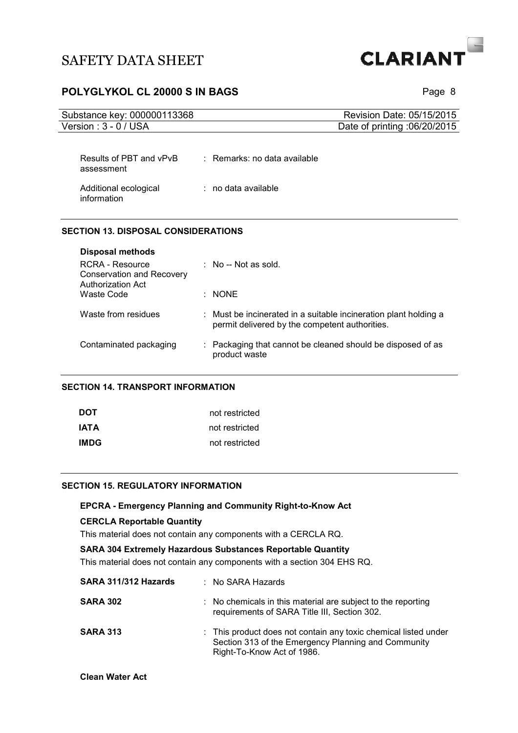| | |
|---|---|
| Results of PBT and vPvB assessment | : Remarks: no data available |
| Additional ecological information | : no data available |

## SECTION 13. DISPOSAL CONSIDERATIONS

**Disposal methods**

| | |
|---|---|
| RCRA - Resource Conservation and Recovery Authorization Act | : No -- Not as sold. |
| Waste Code | : NONE |
| Waste from residues | : Must be incinerated in a suitable incineration plant holding a permit delivered by the competent authorities. |
| Contaminated packaging | : Packaging that cannot be cleaned should be disposed of as product waste |

## SECTION 14. TRANSPORT INFORMATION

| | |
|---|---|
| **DOT** | not restricted |
| **IATA** | not restricted |
| **IMDG** | not restricted |

## SECTION 15. REGULATORY INFORMATION

**EPCRA - Emergency Planning and Community Right-to-Know Act**

**CERCLA Reportable Quantity**

This material does not contain any components with a CERCLA RQ.

**SARA 304 Extremely Hazardous Substances Reportable Quantity**

This material does not contain any components with a section 304 EHS RQ.

| | |
|---|---|
| **SARA 311/312 Hazards** | : No SARA Hazards |
| **SARA 302** | : No chemicals in this material are subject to the reporting requirements of SARA Title III, Section 302. |
| **SARA 313** | : This product does not contain any toxic chemical listed under Section 313 of the Emergency Planning and Community Right-To-Know Act of 1986. |

**Clean Water Act**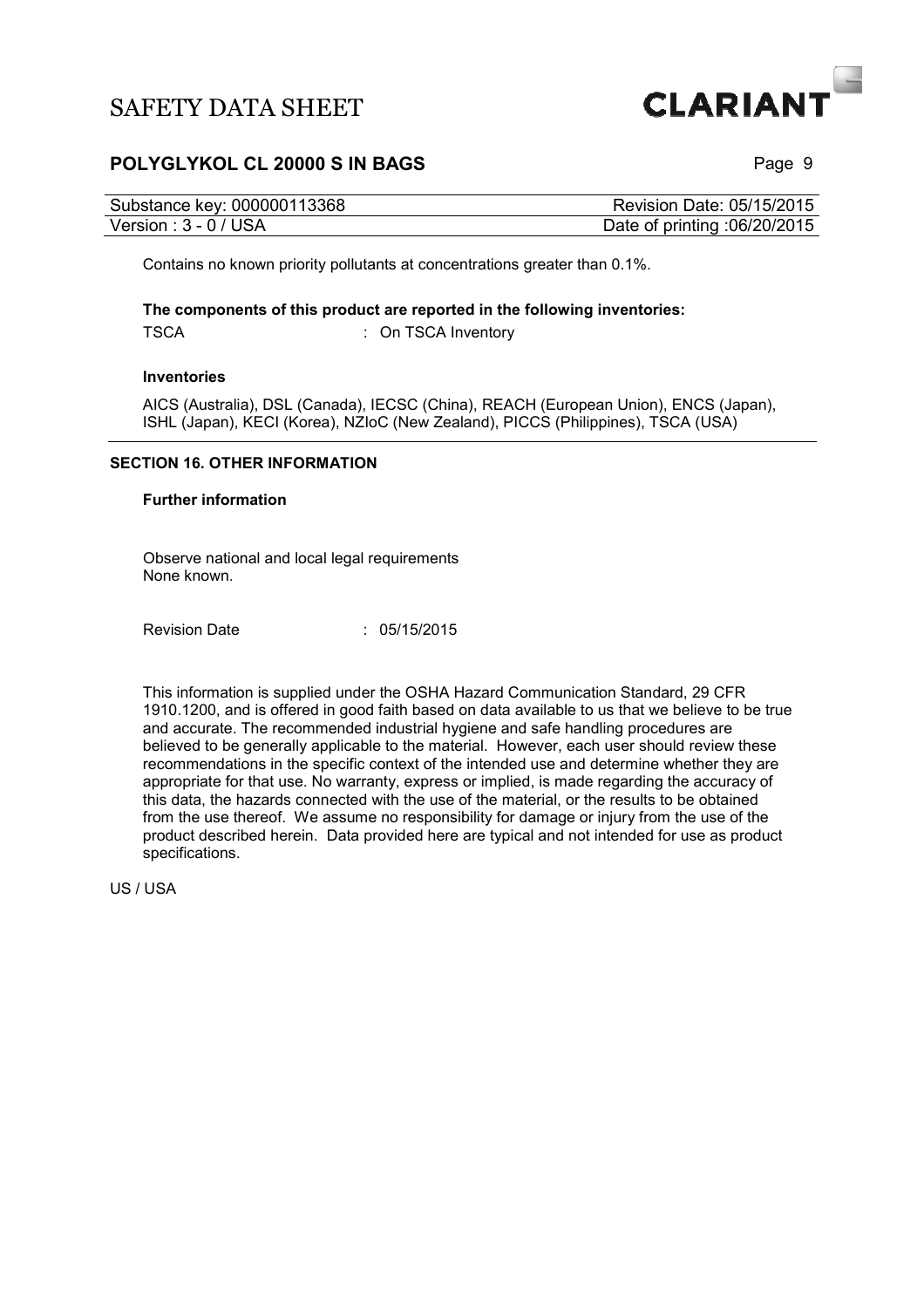Contains no known priority pollutants at concentrations greater than 0.1%.

**The components of this product are reported in the following inventories:**

TSCA : On TSCA Inventory

**Inventories**

AICS (Australia), DSL (Canada), IECSC (China), REACH (European Union), ENCS (Japan), ISHL (Japan), KECI (Korea), NZIoC (New Zealand), PICCS (Philippines), TSCA (USA)

## SECTION 16. OTHER INFORMATION

**Further information**

Observe national and local legal requirements
None known.

Revision Date : 05/15/2015

This information is supplied under the OSHA Hazard Communication Standard, 29 CFR 1910.1200, and is offered in good faith based on data available to us that we believe to be true and accurate. The recommended industrial hygiene and safe handling procedures are believed to be generally applicable to the material. However, each user should review these recommendations in the specific context of the intended use and determine whether they are appropriate for that use. No warranty, express or implied, is made regarding the accuracy of this data, the hazards connected with the use of the material, or the results to be obtained from the use thereof. We assume no responsibility for damage or injury from the use of the product described herein. Data provided here are typical and not intended for use as product specifications.

US / USA